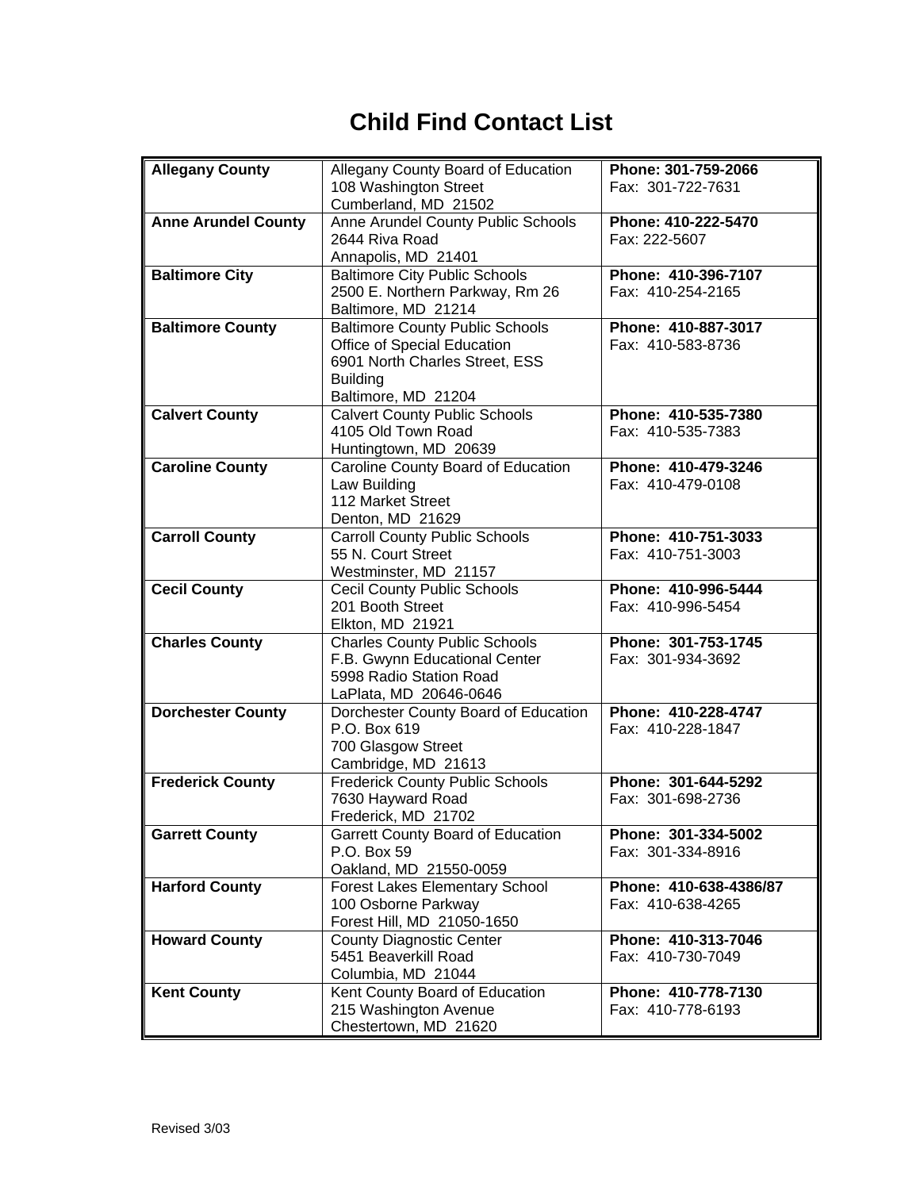# Child Find Contact List

| County | Address | Contact |
|---|---|---|
| **Allegany County** | Allegany County Board of Education<br>108 Washington Street<br>Cumberland, MD 21502 | **Phone: 301-759-2066**<br>Fax: 301-722-7631 |
| **Anne Arundel County** | Anne Arundel County Public Schools<br>2644 Riva Road<br>Annapolis, MD 21401 | **Phone: 410-222-5470**<br>Fax: 222-5607 |
| **Baltimore City** | Baltimore City Public Schools<br>2500 E. Northern Parkway, Rm 26<br>Baltimore, MD 21214 | **Phone: 410-396-7107**<br>Fax: 410-254-2165 |
| **Baltimore County** | Baltimore County Public Schools<br>Office of Special Education<br>6901 North Charles Street, ESS Building<br>Baltimore, MD 21204 | **Phone: 410-887-3017**<br>Fax: 410-583-8736 |
| **Calvert County** | Calvert County Public Schools<br>4105 Old Town Road<br>Huntingtown, MD 20639 | **Phone: 410-535-7380**<br>Fax: 410-535-7383 |
| **Caroline County** | Caroline County Board of Education<br>Law Building<br>112 Market Street<br>Denton, MD 21629 | **Phone: 410-479-3246**<br>Fax: 410-479-0108 |
| **Carroll County** | Carroll County Public Schools<br>55 N. Court Street<br>Westminster, MD 21157 | **Phone: 410-751-3033**<br>Fax: 410-751-3003 |
| **Cecil County** | Cecil County Public Schools<br>201 Booth Street<br>Elkton, MD 21921 | **Phone: 410-996-5444**<br>Fax: 410-996-5454 |
| **Charles County** | Charles County Public Schools<br>F.B. Gwynn Educational Center<br>5998 Radio Station Road<br>LaPlata, MD 20646-0646 | **Phone: 301-753-1745**<br>Fax: 301-934-3692 |
| **Dorchester County** | Dorchester County Board of Education<br>P.O. Box 619<br>700 Glasgow Street<br>Cambridge, MD 21613 | **Phone: 410-228-4747**<br>Fax: 410-228-1847 |
| **Frederick County** | Frederick County Public Schools<br>7630 Hayward Road<br>Frederick, MD 21702 | **Phone: 301-644-5292**<br>Fax: 301-698-2736 |
| **Garrett County** | Garrett County Board of Education<br>P.O. Box 59<br>Oakland, MD 21550-0059 | **Phone: 301-334-5002**<br>Fax: 301-334-8916 |
| **Harford County** | Forest Lakes Elementary School<br>100 Osborne Parkway<br>Forest Hill, MD 21050-1650 | **Phone: 410-638-4386/87**<br>Fax: 410-638-4265 |
| **Howard County** | County Diagnostic Center<br>5451 Beaverkill Road<br>Columbia, MD 21044 | **Phone: 410-313-7046**<br>Fax: 410-730-7049 |
| **Kent County** | Kent County Board of Education<br>215 Washington Avenue<br>Chestertown, MD 21620 | **Phone: 410-778-7130**<br>Fax: 410-778-6193 |

Revised 3/03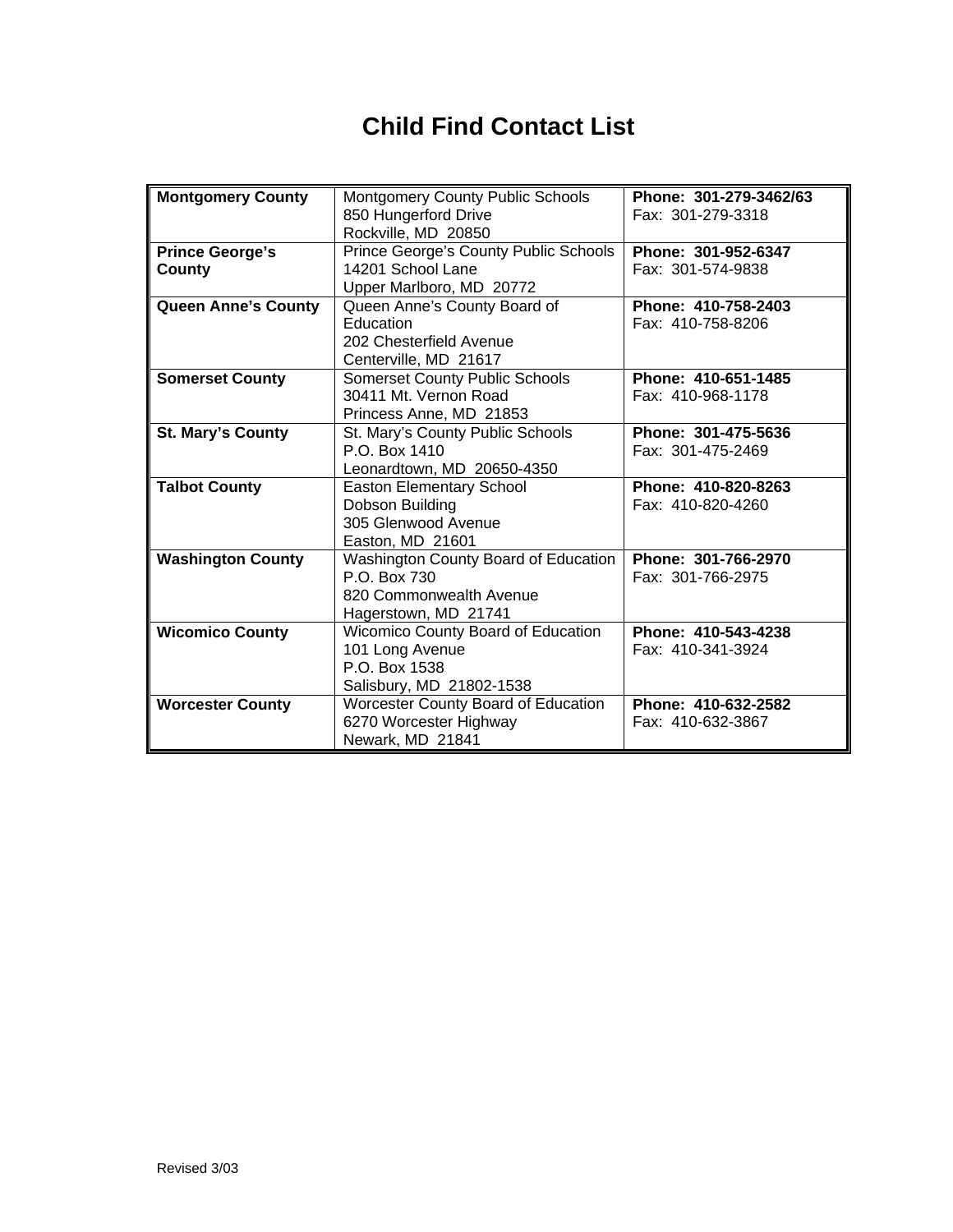# Child Find Contact List

| | | |
|---|---|---|
| **Montgomery County** | Montgomery County Public Schools<br>850 Hungerford Drive<br>Rockville, MD 20850 | **Phone: 301-279-3462/63**<br>Fax: 301-279-3318 |
| **Prince George's County** | Prince George's County Public Schools<br>14201 School Lane<br>Upper Marlboro, MD 20772 | **Phone: 301-952-6347**<br>Fax: 301-574-9838 |
| **Queen Anne's County** | Queen Anne's County Board of Education<br>202 Chesterfield Avenue<br>Centerville, MD 21617 | **Phone: 410-758-2403**<br>Fax: 410-758-8206 |
| **Somerset County** | Somerset County Public Schools<br>30411 Mt. Vernon Road<br>Princess Anne, MD 21853 | **Phone: 410-651-1485**<br>Fax: 410-968-1178 |
| **St. Mary's County** | St. Mary's County Public Schools<br>P.O. Box 1410<br>Leonardtown, MD 20650-4350 | **Phone: 301-475-5636**<br>Fax: 301-475-2469 |
| **Talbot County** | Easton Elementary School<br>Dobson Building<br>305 Glenwood Avenue<br>Easton, MD 21601 | **Phone: 410-820-8263**<br>Fax: 410-820-4260 |
| **Washington County** | Washington County Board of Education<br>P.O. Box 730<br>820 Commonwealth Avenue<br>Hagerstown, MD 21741 | **Phone: 301-766-2970**<br>Fax: 301-766-2975 |
| **Wicomico County** | Wicomico County Board of Education<br>101 Long Avenue<br>P.O. Box 1538<br>Salisbury, MD 21802-1538 | **Phone: 410-543-4238**<br>Fax: 410-341-3924 |
| **Worcester County** | Worcester County Board of Education<br>6270 Worcester Highway<br>Newark, MD 21841 | **Phone: 410-632-2582**<br>Fax: 410-632-3867 |

Revised 3/03